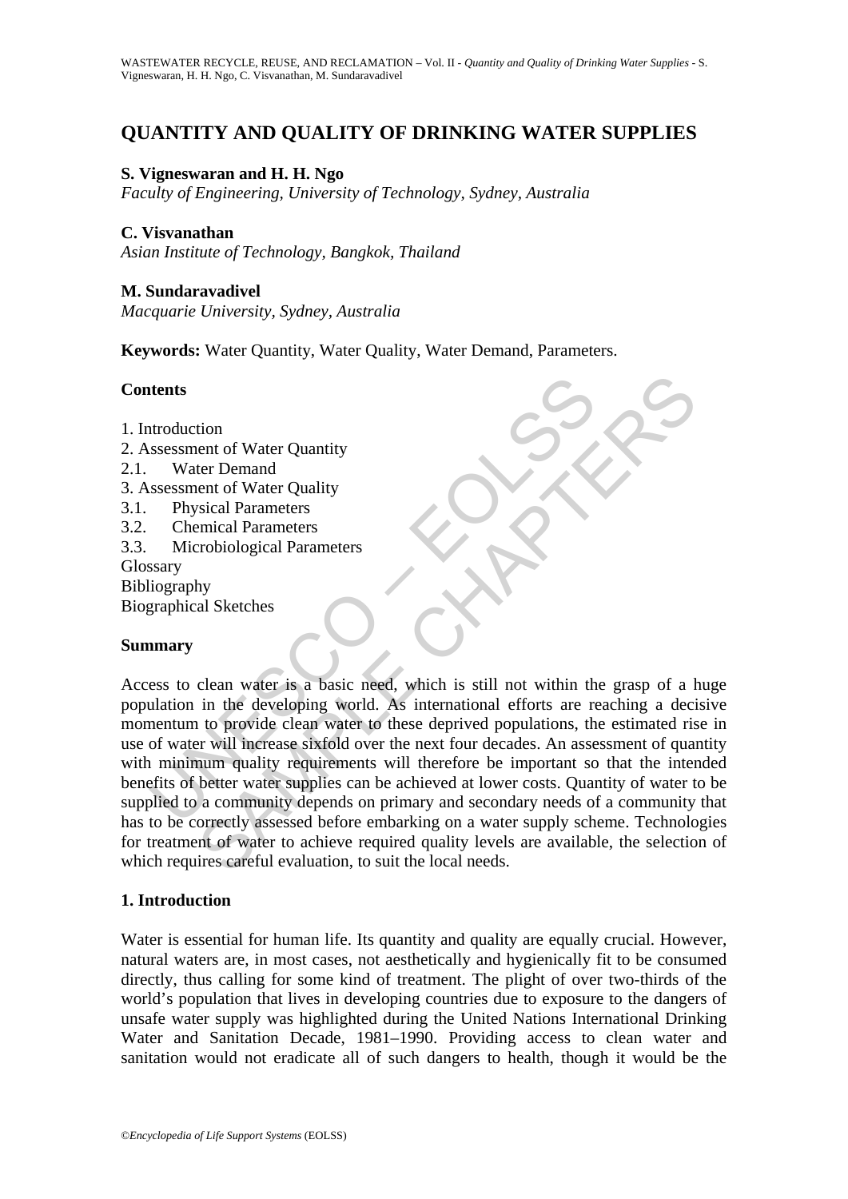# QUANTITY AND QUALITY OF DRINKING WATER SUPPLIES

**S. Vigneswaran and H. H. Ngo**
*Faculty of Engineering, University of Technology, Sydney, Australia*

**C. Visvanathan**
*Asian Institute of Technology, Bangkok, Thailand*

**M. Sundaravadivel**
*Macquarie University, Sydney, Australia*

**Keywords:** Water Quantity, Water Quality, Water Demand, Parameters.

## Contents

1. Introduction
2. Assessment of Water Quantity
2.1. Water Demand
3. Assessment of Water Quality
3.1. Physical Parameters
3.2. Chemical Parameters
3.3. Microbiological Parameters

Glossary
Bibliography
Biographical Sketches

## Summary

Access to clean water is a basic need, which is still not within the grasp of a huge population in the developing world. As international efforts are reaching a decisive momentum to provide clean water to these deprived populations, the estimated rise in use of water will increase sixfold over the next four decades. An assessment of quantity with minimum quality requirements will therefore be important so that the intended benefits of better water supplies can be achieved at lower costs. Quantity of water to be supplied to a community depends on primary and secondary needs of a community that has to be correctly assessed before embarking on a water supply scheme. Technologies for treatment of water to achieve required quality levels are available, the selection of which requires careful evaluation, to suit the local needs.

## 1. Introduction

Water is essential for human life. Its quantity and quality are equally crucial. However, natural waters are, in most cases, not aesthetically and hygienically fit to be consumed directly, thus calling for some kind of treatment. The plight of over two-thirds of the world's population that lives in developing countries due to exposure to the dangers of unsafe water supply was highlighted during the United Nations International Drinking Water and Sanitation Decade, 1981–1990. Providing access to clean water and sanitation would not eradicate all of such dangers to health, though it would be the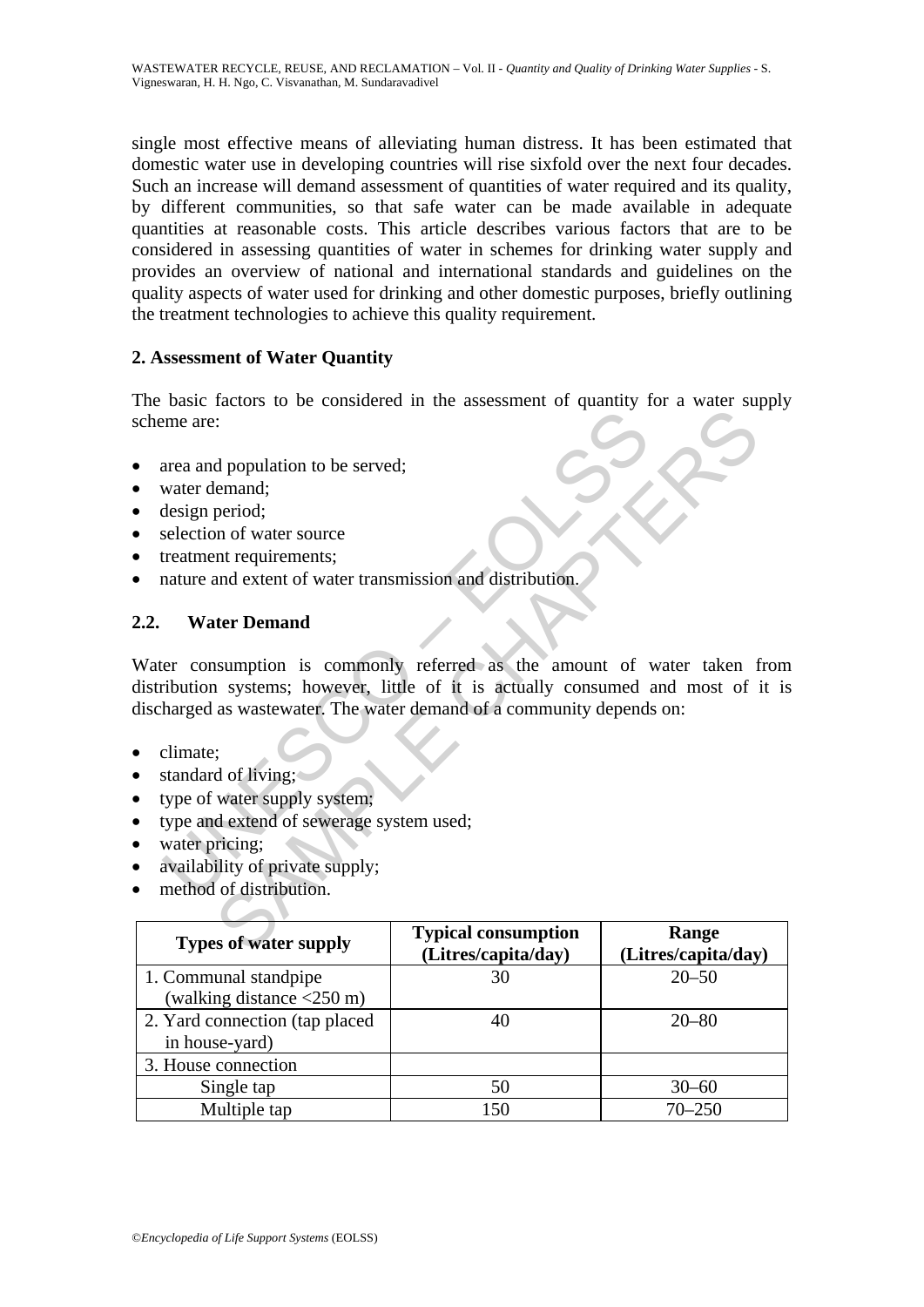single most effective means of alleviating human distress. It has been estimated that domestic water use in developing countries will rise sixfold over the next four decades. Such an increase will demand assessment of quantities of water required and its quality, by different communities, so that safe water can be made available in adequate quantities at reasonable costs. This article describes various factors that are to be considered in assessing quantities of water in schemes for drinking water supply and provides an overview of national and international standards and guidelines on the quality aspects of water used for drinking and other domestic purposes, briefly outlining the treatment technologies to achieve this quality requirement.

## 2. Assessment of Water Quantity

The basic factors to be considered in the assessment of quantity for a water supply scheme are:

- area and population to be served;
- water demand;
- design period;
- selection of water source
- treatment requirements;
- nature and extent of water transmission and distribution.

### 2.2. Water Demand

Water consumption is commonly referred as the amount of water taken from distribution systems; however, little of it is actually consumed and most of it is discharged as wastewater. The water demand of a community depends on:

- climate;
- standard of living;
- type of water supply system;
- type and extend of sewerage system used;
- water pricing;
- availability of private supply;
- method of distribution.

| Types of water supply | Typical consumption (Litres/capita/day) | Range (Litres/capita/day) |
|---|---|---|
| 1. Communal standpipe (walking distance <250 m) | 30 | 20–50 |
| 2. Yard connection (tap placed in house-yard) | 40 | 20–80 |
| 3. House connection | | |
| Single tap | 50 | 30–60 |
| Multiple tap | 150 | 70–250 |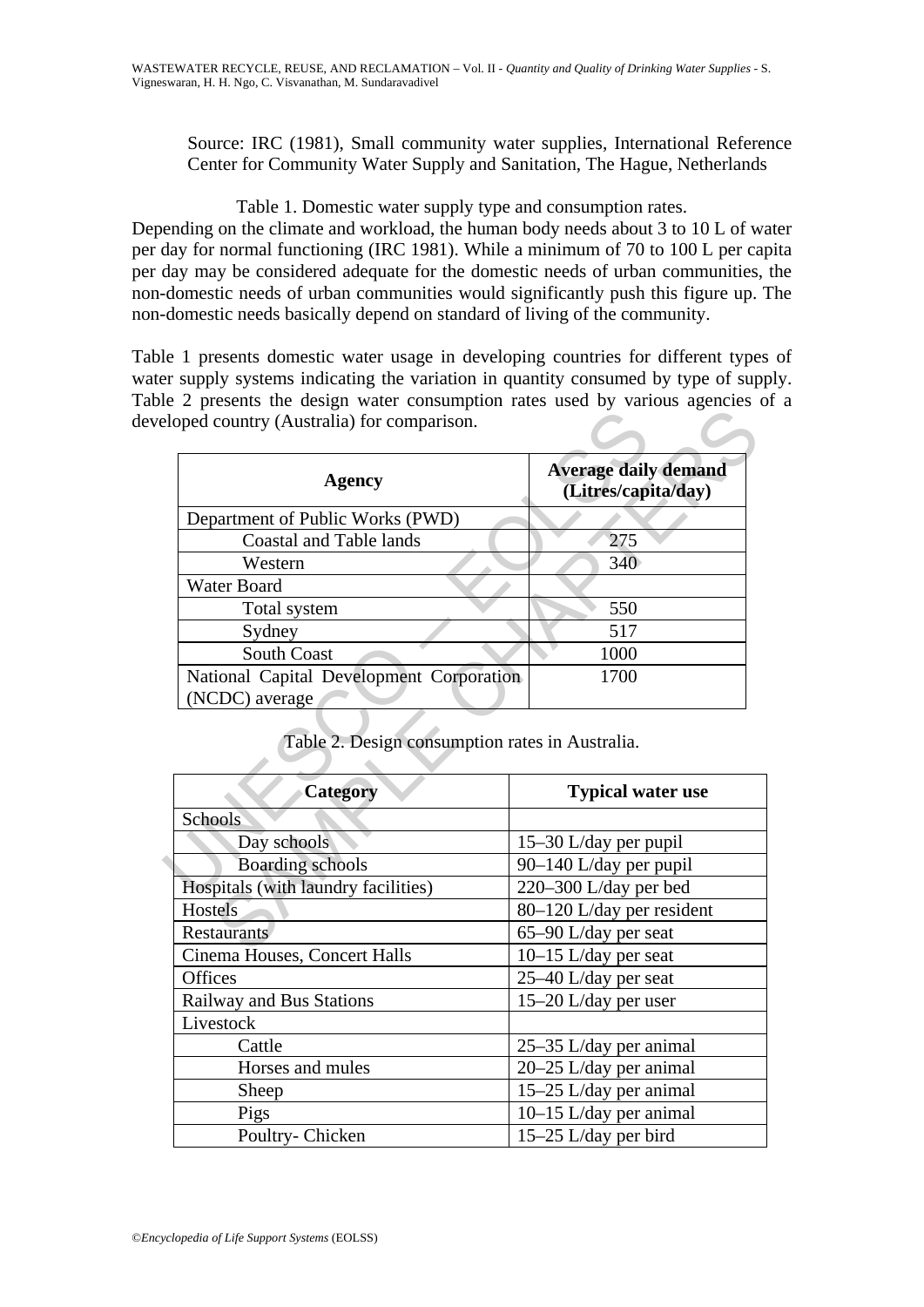Source: IRC (1981), Small community water supplies, International Reference Center for Community Water Supply and Sanitation, The Hague, Netherlands

Table 1. Domestic water supply type and consumption rates.

Depending on the climate and workload, the human body needs about 3 to 10 L of water per day for normal functioning (IRC 1981). While a minimum of 70 to 100 L per capita per day may be considered adequate for the domestic needs of urban communities, the non-domestic needs of urban communities would significantly push this figure up. The non-domestic needs basically depend on standard of living of the community.

Table 1 presents domestic water usage in developing countries for different types of water supply systems indicating the variation in quantity consumed by type of supply. Table 2 presents the design water consumption rates used by various agencies of a developed country (Australia) for comparison.

| Agency | Average daily demand (Litres/capita/day) |
|---|---|
| Department of Public Works (PWD) | |
| Coastal and Table lands | 275 |
| Western | 340 |
| Water Board | |
| Total system | 550 |
| Sydney | 517 |
| South Coast | 1000 |
| National Capital Development Corporation (NCDC) average | 1700 |

Table 2. Design consumption rates in Australia.

| Category | Typical water use |
|---|---|
| Schools | |
| Day schools | 15–30 L/day per pupil |
| Boarding schools | 90–140 L/day per pupil |
| Hospitals (with laundry facilities) | 220–300 L/day per bed |
| Hostels | 80–120 L/day per resident |
| Restaurants | 65–90 L/day per seat |
| Cinema Houses, Concert Halls | 10–15 L/day per seat |
| Offices | 25–40 L/day per seat |
| Railway and Bus Stations | 15–20 L/day per user |
| Livestock | |
| Cattle | 25–35 L/day per animal |
| Horses and mules | 20–25 L/day per animal |
| Sheep | 15–25 L/day per animal |
| Pigs | 10–15 L/day per animal |
| Poultry- Chicken | 15–25 L/day per bird |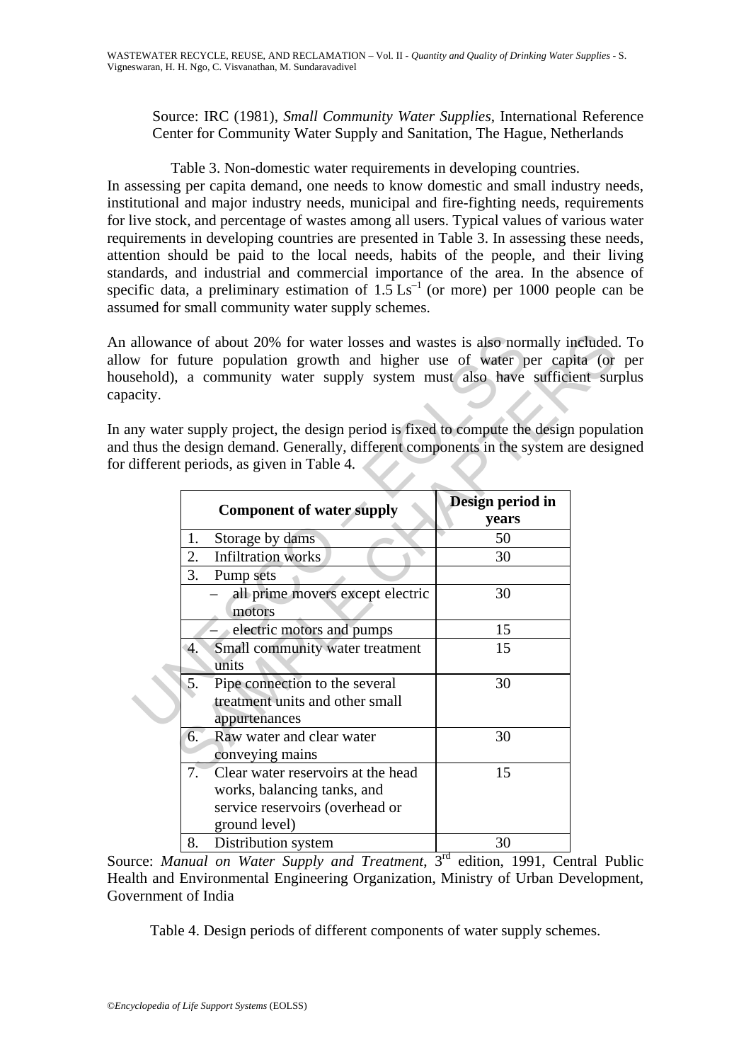Source: IRC (1981), *Small Community Water Supplies*, International Reference Center for Community Water Supply and Sanitation, The Hague, Netherlands

Table 3. Non-domestic water requirements in developing countries.

In assessing per capita demand, one needs to know domestic and small industry needs, institutional and major industry needs, municipal and fire-fighting needs, requirements for live stock, and percentage of wastes among all users. Typical values of various water requirements in developing countries are presented in Table 3. In assessing these needs, attention should be paid to the local needs, habits of the people, and their living standards, and industrial and commercial importance of the area. In the absence of specific data, a preliminary estimation of 1.5 $Ls^{-1}$ (or more) per 1000 people can be assumed for small community water supply schemes.

An allowance of about 20% for water losses and wastes is also normally included. To allow for future population growth and higher use of water per capita (or per household), a community water supply system must also have sufficient surplus capacity.

In any water supply project, the design period is fixed to compute the design population and thus the design demand. Generally, different components in the system are designed for different periods, as given in Table 4.

| Component of water supply | Design period in years |
|---|---|
| 1. Storage by dams | 50 |
| 2. Infiltration works | 30 |
| 3. Pump sets | |
| – all prime movers except electric motors | 30 |
| – electric motors and pumps | 15 |
| 4. Small community water treatment units | 15 |
| 5. Pipe connection to the several treatment units and other small appurtenances | 30 |
| 6. Raw water and clear water conveying mains | 30 |
| 7. Clear water reservoirs at the head works, balancing tanks, and service reservoirs (overhead or ground level) | 15 |
| 8. Distribution system | 30 |

Source: *Manual on Water Supply and Treatment*, 3rd edition, 1991, Central Public Health and Environmental Engineering Organization, Ministry of Urban Development, Government of India

Table 4. Design periods of different components of water supply schemes.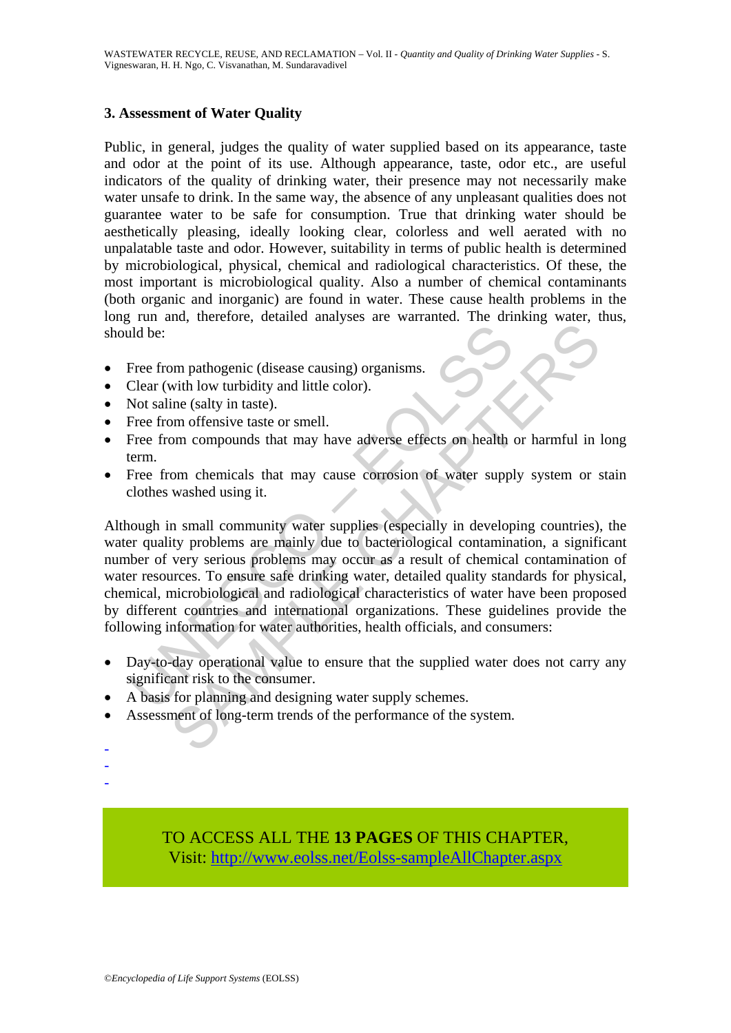### 3. Assessment of Water Quality

Public, in general, judges the quality of water supplied based on its appearance, taste and odor at the point of its use. Although appearance, taste, odor etc., are useful indicators of the quality of drinking water, their presence may not necessarily make water unsafe to drink. In the same way, the absence of any unpleasant qualities does not guarantee water to be safe for consumption. True that drinking water should be aesthetically pleasing, ideally looking clear, colorless and well aerated with no unpalatable taste and odor. However, suitability in terms of public health is determined by microbiological, physical, chemical and radiological characteristics. Of these, the most important is microbiological quality. Also a number of chemical contaminants (both organic and inorganic) are found in water. These cause health problems in the long run and, therefore, detailed analyses are warranted. The drinking water, thus, should be:

- Free from pathogenic (disease causing) organisms.
- Clear (with low turbidity and little color).
- Not saline (salty in taste).
- Free from offensive taste or smell.
- Free from compounds that may have adverse effects on health or harmful in long term.
- Free from chemicals that may cause corrosion of water supply system or stain clothes washed using it.

Although in small community water supplies (especially in developing countries), the water quality problems are mainly due to bacteriological contamination, a significant number of very serious problems may occur as a result of chemical contamination of water resources. To ensure safe drinking water, detailed quality standards for physical, chemical, microbiological and radiological characteristics of water have been proposed by different countries and international organizations. These guidelines provide the following information for water authorities, health officials, and consumers:

- Day-to-day operational value to ensure that the supplied water does not carry any significant risk to the consumer.
- A basis for planning and designing water supply schemes.
- Assessment of long-term trends of the performance of the system.

-
-
-

TO ACCESS ALL THE **13 PAGES** OF THIS CHAPTER,
Visit: http://www.eolss.net/Eolss-sampleAllChapter.aspx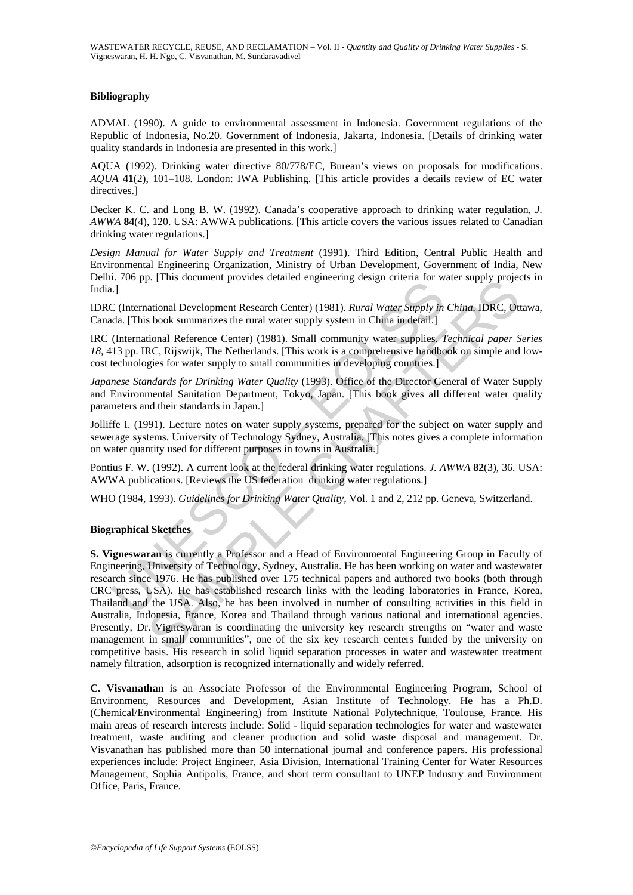**Bibliography**

ADMAL (1990). A guide to environmental assessment in Indonesia. Government regulations of the Republic of Indonesia, No.20. Government of Indonesia, Jakarta, Indonesia. [Details of drinking water quality standards in Indonesia are presented in this work.]

AQUA (1992). Drinking water directive 80/778/EC, Bureau's views on proposals for modifications. *AQUA* **41**(2), 101–108. London: IWA Publishing. [This article provides a details review of EC water directives.]

Decker K. C. and Long B. W. (1992). Canada's cooperative approach to drinking water regulation, *J. AWWA* **84**(4), 120. USA: AWWA publications. [This article covers the various issues related to Canadian drinking water regulations.]

*Design Manual for Water Supply and Treatment* (1991). Third Edition, Central Public Health and Environmental Engineering Organization, Ministry of Urban Development, Government of India, New Delhi. 706 pp. [This document provides detailed engineering design criteria for water supply projects in India.]

IDRC (International Development Research Center) (1981). *Rural Water Supply in China.* IDRC, Ottawa, Canada. [This book summarizes the rural water supply system in China in detail.]

IRC (International Reference Center) (1981). Small community water supplies. *Technical paper Series 18*, 413 pp. IRC, Rijswijk, The Netherlands. [This work is a comprehensive handbook on simple and low-cost technologies for water supply to small communities in developing countries.]

*Japanese Standards for Drinking Water Quality* (1993). Office of the Director General of Water Supply and Environmental Sanitation Department, Tokyo, Japan. [This book gives all different water quality parameters and their standards in Japan.]

Jolliffe I. (1991). Lecture notes on water supply systems, prepared for the subject on water supply and sewerage systems. University of Technology Sydney, Australia. [This notes gives a complete information on water quantity used for different purposes in towns in Australia.]

Pontius F. W. (1992). A current look at the federal drinking water regulations. *J. AWWA* **82**(3), 36. USA: AWWA publications. [Reviews the US federation drinking water regulations.]

WHO (1984, 1993). *Guidelines for Drinking Water Quality*, Vol. 1 and 2, 212 pp. Geneva, Switzerland.

**Biographical Sketches**

**S. Vigneswaran** is currently a Professor and a Head of Environmental Engineering Group in Faculty of Engineering, University of Technology, Sydney, Australia. He has been working on water and wastewater research since 1976. He has published over 175 technical papers and authored two books (both through CRC press, USA). He has established research links with the leading laboratories in France, Korea, Thailand and the USA. Also, he has been involved in number of consulting activities in this field in Australia, Indonesia, France, Korea and Thailand through various national and international agencies. Presently, Dr. Vigneswaran is coordinating the university key research strengths on "water and waste management in small communities", one of the six key research centers funded by the university on competitive basis. His research in solid liquid separation processes in water and wastewater treatment namely filtration, adsorption is recognized internationally and widely referred.

**C. Visvanathan** is an Associate Professor of the Environmental Engineering Program, School of Environment, Resources and Development, Asian Institute of Technology. He has a Ph.D. (Chemical/Environmental Engineering) from Institute National Polytechnique, Toulouse, France. His main areas of research interests include: Solid - liquid separation technologies for water and wastewater treatment, waste auditing and cleaner production and solid waste disposal and management. Dr. Visvanathan has published more than 50 international journal and conference papers. His professional experiences include: Project Engineer, Asia Division, International Training Center for Water Resources Management, Sophia Antipolis, France, and short term consultant to UNEP Industry and Environment Office, Paris, France.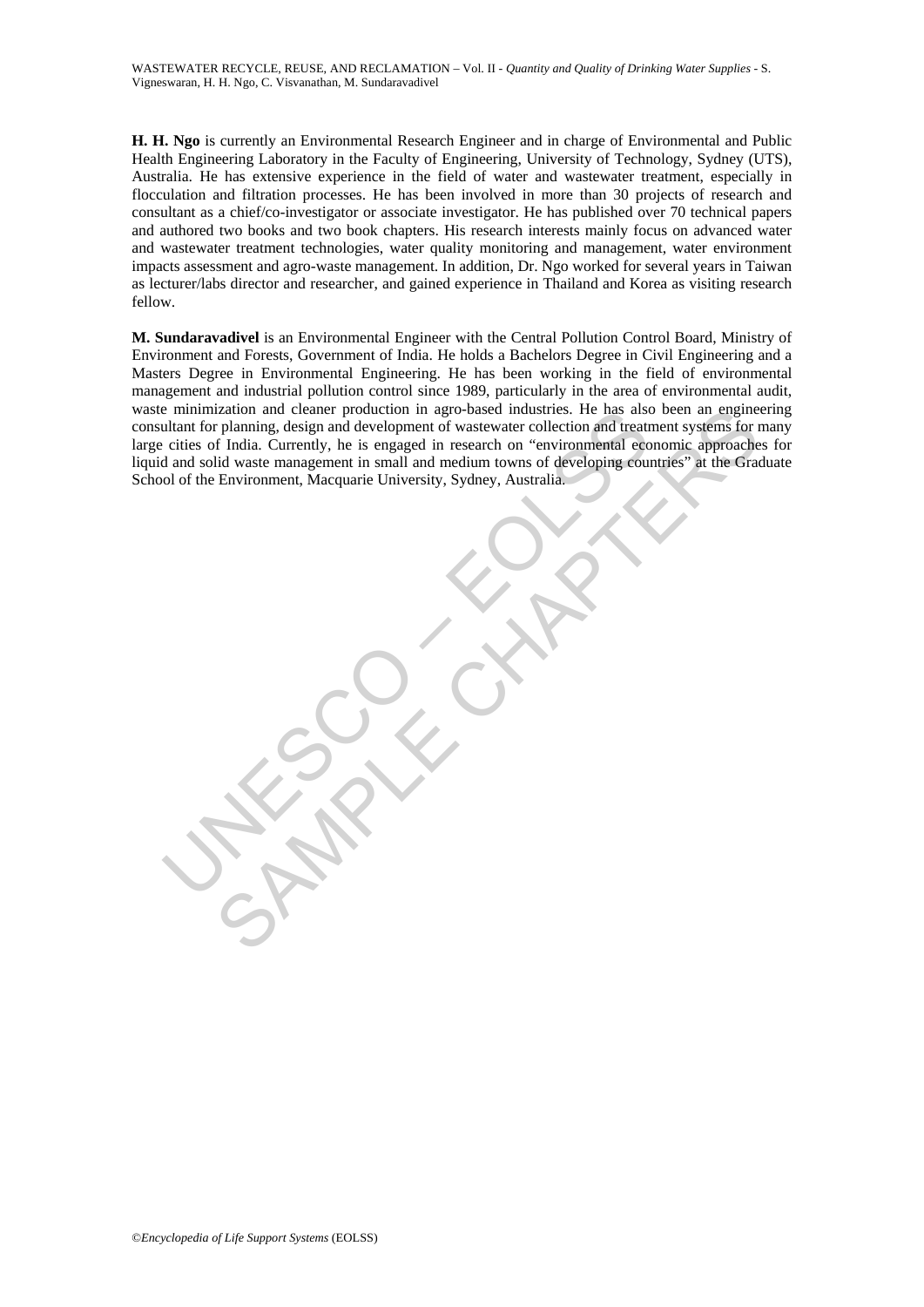**H. H. Ngo** is currently an Environmental Research Engineer and in charge of Environmental and Public Health Engineering Laboratory in the Faculty of Engineering, University of Technology, Sydney (UTS), Australia. He has extensive experience in the field of water and wastewater treatment, especially in flocculation and filtration processes. He has been involved in more than 30 projects of research and consultant as a chief/co-investigator or associate investigator. He has published over 70 technical papers and authored two books and two book chapters. His research interests mainly focus on advanced water and wastewater treatment technologies, water quality monitoring and management, water environment impacts assessment and agro-waste management. In addition, Dr. Ngo worked for several years in Taiwan as lecturer/labs director and researcher, and gained experience in Thailand and Korea as visiting research fellow.

**M. Sundaravadivel** is an Environmental Engineer with the Central Pollution Control Board, Ministry of Environment and Forests, Government of India. He holds a Bachelors Degree in Civil Engineering and a Masters Degree in Environmental Engineering. He has been working in the field of environmental management and industrial pollution control since 1989, particularly in the area of environmental audit, waste minimization and cleaner production in agro-based industries. He has also been an engineering consultant for planning, design and development of wastewater collection and treatment systems for many large cities of India. Currently, he is engaged in research on "environmental economic approaches for liquid and solid waste management in small and medium towns of developing countries" at the Graduate School of the Environment, Macquarie University, Sydney, Australia.